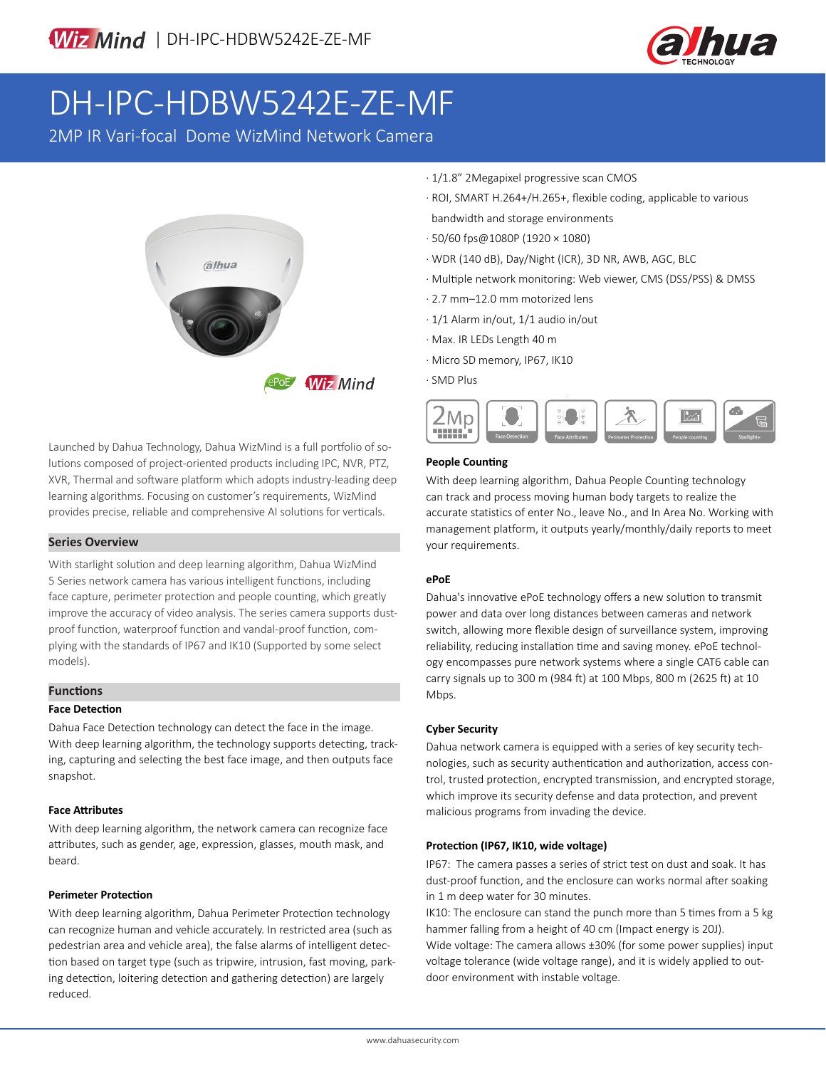# DH-IPC-HDBW5242E-ZE-MF

2MP IR Vari-focal Dome WizMind Network Camera

- 1/1.8" 2Megapixel progressive scan CMOS
- ROI, SMART H.264+/H.265+, flexible coding, applicable to various bandwidth and storage environments
- 50/60 fps@1080P (1920 × 1080)
- WDR (140 dB), Day/Night (ICR), 3D NR, AWB, AGC, BLC
- Multiple network monitoring: Web viewer, CMS (DSS/PSS) & DMSS
- 2.7 mm–12.0 mm motorized lens
- 1/1 Alarm in/out, 1/1 audio in/out
- Max. IR LEDs Length 40 m
- Micro SD memory, IP67, IK10
- SMD Plus

Launched by Dahua Technology, Dahua WizMind is a full portfolio of solutions composed of project-oriented products including IPC, NVR, PTZ, XVR, Thermal and software platform which adopts industry-leading deep learning algorithms. Focusing on customer's requirements, WizMind provides precise, reliable and comprehensive AI solutions for verticals.

## Series Overview

With starlight solution and deep learning algorithm, Dahua WizMind 5 Series network camera has various intelligent functions, including face capture, perimeter protection and people counting, which greatly improve the accuracy of video analysis. The series camera supports dust-proof function, waterproof function and vandal-proof function, complying with the standards of IP67 and IK10 (Supported by some select models).

## Functions

### Face Detection

Dahua Face Detection technology can detect the face in the image. With deep learning algorithm, the technology supports detecting, tracking, capturing and selecting the best face image, and then outputs face snapshot.

### Face Attributes

With deep learning algorithm, the network camera can recognize face attributes, such as gender, age, expression, glasses, mouth mask, and beard.

### Perimeter Protection

With deep learning algorithm, Dahua Perimeter Protection technology can recognize human and vehicle accurately. In restricted area (such as pedestrian area and vehicle area), the false alarms of intelligent detection based on target type (such as tripwire, intrusion, fast moving, parking detection, loitering detection and gathering detection) are largely reduced.

### People Counting

With deep learning algorithm, Dahua People Counting technology can track and process moving human body targets to realize the accurate statistics of enter No., leave No., and In Area No. Working with management platform, it outputs yearly/monthly/daily reports to meet your requirements.

### ePoE

Dahua's innovative ePoE technology offers a new solution to transmit power and data over long distances between cameras and network switch, allowing more flexible design of surveillance system, improving reliability, reducing installation time and saving money. ePoE technology encompasses pure network systems where a single CAT6 cable can carry signals up to 300 m (984 ft) at 100 Mbps, 800 m (2625 ft) at 10 Mbps.

### Cyber Security

Dahua network camera is equipped with a series of key security technologies, such as security authentication and authorization, access control, trusted protection, encrypted transmission, and encrypted storage, which improve its security defense and data protection, and prevent malicious programs from invading the device.

### Protection (IP67, IK10, wide voltage)

IP67: The camera passes a series of strict test on dust and soak. It has dust-proof function, and the enclosure can works normal after soaking in 1 m deep water for 30 minutes.

IK10: The enclosure can stand the punch more than 5 times from a 5 kg hammer falling from a height of 40 cm (Impact energy is 20J).

Wide voltage: The camera allows ±30% (for some power supplies) input voltage tolerance (wide voltage range), and it is widely applied to outdoor environment with instable voltage.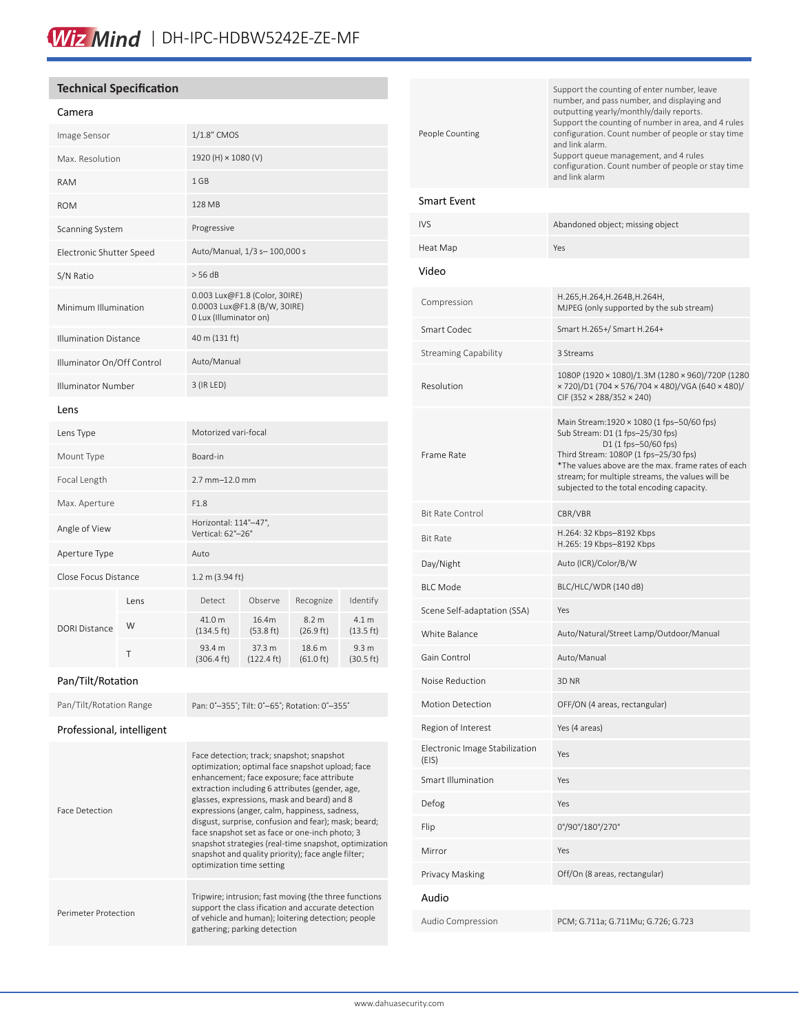## Technical Specification

### Camera

| | |
|---|---|
| Image Sensor | 1/1.8" CMOS |
| Max. Resolution | 1920 (H) × 1080 (V) |
| RAM | 1 GB |
| ROM | 128 MB |
| Scanning System | Progressive |
| Electronic Shutter Speed | Auto/Manual, 1/3 s– 100,000 s |
| S/N Ratio | > 56 dB |
| Minimum Illumination | 0.003 Lux@F1.8 (Color, 30IRE)<br>0.0003 Lux@F1.8 (B/W, 30IRE)<br>0 Lux (Illuminator on) |
| Illumination Distance | 40 m (131 ft) |
| Illuminator On/Off Control | Auto/Manual |
| Illuminator Number | 3 (IR LED) |

### Lens

| | | | | | |
|---|---|---|---|---|---|
| Lens Type | Motorized vari-focal | | | | |
| Mount Type | Board-in | | | | |
| Focal Length | 2.7 mm–12.0 mm | | | | |
| Max. Aperture | F1.8 | | | | |
| Angle of View | Horizontal: 114°–47°,<br>Vertical: 62°–26° | | | | |
| Aperture Type | Auto | | | | |
| Close Focus Distance | 1.2 m (3.94 ft) | | | | |
| DORI Distance | Lens | Detect | Observe | Recognize | Identify |
| | W | 41.0 m (134.5 ft) | 16.4m (53.8 ft) | 8.2 m (26.9 ft) | 4.1 m (13.5 ft) |
| | T | 93.4 m (306.4 ft) | 37.3 m (122.4 ft) | 18.6 m (61.0 ft) | 9.3 m (30.5 ft) |

### Pan/Tilt/Rotation

| | |
|---|---|
| Pan/Tilt/Rotation Range | Pan: 0°–355°; Tilt: 0°–65°; Rotation: 0°–355° |

### Professional, intelligent

| | |
|---|---|
| Face Detection | Face detection; track; snapshot; snapshot optimization; optimal face snapshot upload; face enhancement; face exposure; face attribute extraction including 6 attributes (gender, age, glasses, expressions, mask and beard) and 8 expressions (anger, calm, happiness, sadness, disgust, surprise, confusion and fear); mask; beard; face snapshot set as face or one-inch photo; 3 snapshot strategies (real-time snapshot, optimization snapshot and quality priority); face angle filter; optimization time setting |
| Perimeter Protection | Tripwire; intrusion; fast moving (the three functions support the class ification and accurate detection of vehicle and human); loitering detection; people gathering; parking detection |
| People Counting | Support the counting of enter number, leave number, and pass number, and displaying and outputting yearly/monthly/daily reports.<br>Support the counting of number in area, and 4 rules configuration. Count number of people or stay time and link alarm.<br>Support queue management, and 4 rules configuration. Count number of people or stay time and link alarm |

### Smart Event

| | |
|---|---|
| IVS | Abandoned object; missing object |
| Heat Map | Yes |

### Video

| | |
|---|---|
| Compression | H.265,H.264,H.264B,H.264H,<br>MJPEG (only supported by the sub stream) |
| Smart Codec | Smart H.265+/ Smart H.264+ |
| Streaming Capability | 3 Streams |
| Resolution | 1080P (1920 × 1080)/1.3M (1280 × 960)/720P (1280 × 720)/D1 (704 × 576/704 × 480)/VGA (640 × 480)/ CIF (352 × 288/352 × 240) |
| Frame Rate | Main Stream:1920 × 1080 (1 fps–50/60 fps)<br>Sub Stream: D1 (1 fps–25/30 fps)<br>D1 (1 fps–50/60 fps)<br>Third Stream: 1080P (1 fps–25/30 fps)<br>*The values above are the max. frame rates of each stream; for multiple streams, the values will be subjected to the total encoding capacity. |
| Bit Rate Control | CBR/VBR |
| Bit Rate | H.264: 32 Kbps–8192 Kbps<br>H.265: 19 Kbps–8192 Kbps |
| Day/Night | Auto (ICR)/Color/B/W |
| BLC Mode | BLC/HLC/WDR (140 dB) |
| Scene Self-adaptation (SSA) | Yes |
| White Balance | Auto/Natural/Street Lamp/Outdoor/Manual |
| Gain Control | Auto/Manual |
| Noise Reduction | 3D NR |
| Motion Detection | OFF/ON (4 areas, rectangular) |
| Region of Interest | Yes (4 areas) |
| Electronic Image Stabilization (EIS) | Yes |
| Smart Illumination | Yes |
| Defog | Yes |
| Flip | 0°/90°/180°/270° |
| Mirror | Yes |
| Privacy Masking | Off/On (8 areas, rectangular) |

### Audio

| | |
|---|---|
| Audio Compression | PCM; G.711a; G.711Mu; G.726; G.723 |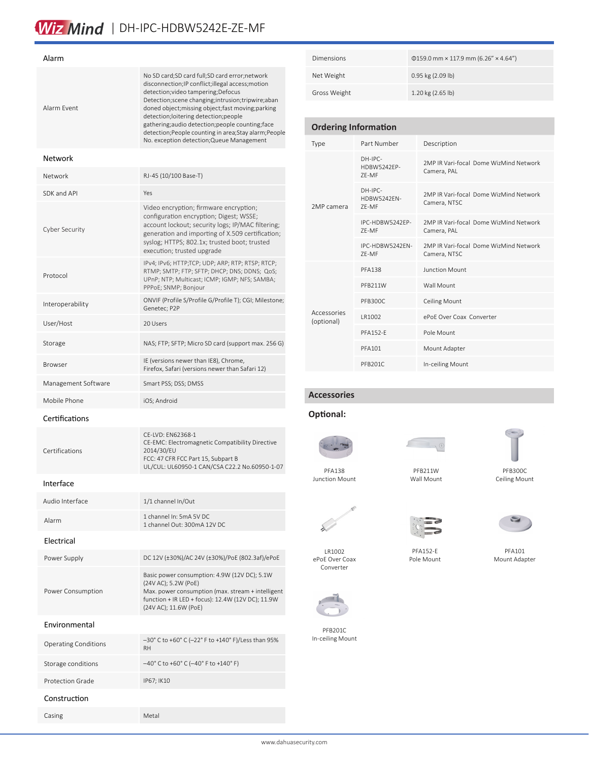## Alarm

| | |
|---|---|
| Alarm Event | No SD card;SD card full;SD card error;network disconnection;IP conflict;illegal access;motion detection;video tampering;Defocus Detection;scene changing;intrusion;tripwire;abandoned object;missing object;fast moving;parking detection;loitering detection;people gathering;audio detection;people counting;face detection;People counting in area;Stay alarm;People No. exception detection;Queue Management |

## Network

| | |
|---|---|
| Network | RJ-45 (10/100 Base-T) |
| SDK and API | Yes |
| Cyber Security | Video encryption; firmware encryption; configuration encryption; Digest; WSSE; account lockout; security logs; IP/MAC filtering; generation and importing of X.509 certification; trusted syslog; HTTPS; 802.1x; trusted boot; trusted execution; trusted upgrade |
| Protocol | IPv4; IPv6; HTTP;TCP; UDP; ARP; RTP; RTSP; RTCP; RTMP; SMTP; FTP; SFTP; DHCP; DNS; DDNS; QoS; UPnP; NTP; Multicast; ICMP; IGMP; NFS; SAMBA; PPPoE; SNMP; Bonjour |
| Interoperability | ONVIF (Profile S/Profile G/Profile T); CGI; Milestone; Genetec; P2P |
| User/Host | 20 Users |
| Storage | NAS; FTP; SFTP; Micro SD card (support max. 256 G) |
| Browser | IE (versions newer than IE8), Chrome, Firefox, Safari (versions newer than Safari 12) |
| Management Software | Smart PSS; DSS; DMSS |
| Mobile Phone | iOS; Android |

## Certifications

| | |
|---|---|
| Certifications | CE-LVD: EN62368-1<br>CE-EMC: Electromagnetic Compatibility Directive 2014/30/EU<br>FCC: 47 CFR FCC Part 15, Subpart B<br>UL/CUL: UL60950-1 CAN/CSA C22.2 No.60950-1-07 |

## Interface

| | |
|---|---|
| Audio Interface | 1/1 channel In/Out |
| Alarm | 1 channel In: 5mA 5V DC<br>1 channel Out: 300mA 12V DC |

## Electrical

| | |
|---|---|
| Power Supply | DC 12V (±30%)/AC 24V (±30%)/PoE (802.3af)/ePoE |
| Power Consumption | Basic power consumption: 4.9W (12V DC); 5.1W (24V AC); 5.2W (PoE)<br>Max. power consumption (max. stream + intelligent function + IR LED + focus): 12.4W (12V DC); 11.9W (24V AC); 11.6W (PoE) |

## Environmental

| | |
|---|---|
| Operating Conditions | –30° C to +60° C (–22° F to +140° F)/Less than 95% RH |
| Storage conditions | –40° C to +60° C (–40° F to +140° F) |
| Protection Grade | IP67; IK10 |

## Construction

| | |
|---|---|
| Casing | Metal |
| Dimensions | Φ159.0 mm × 117.9 mm (6.26" × 4.64") |
| Net Weight | 0.95 kg (2.09 lb) |
| Gross Weight | 1.20 kg (2.65 lb) |

## Ordering Information

| Type | Part Number | Description |
|---|---|---|
| 2MP camera | DH-IPC-HDBW5242EP-ZE-MF | 2MP IR Vari-focal Dome WizMind Network Camera, PAL |
| | DH-IPC-HDBW5242EN-ZE-MF | 2MP IR Vari-focal Dome WizMind Network Camera, NTSC |
| | IPC-HDBW5242EP-ZE-MF | 2MP IR Vari-focal Dome WizMind Network Camera, PAL |
| | IPC-HDBW5242EN-ZE-MF | 2MP IR Vari-focal Dome WizMind Network Camera, NTSC |
| Accessories (optional) | PFA138 | Junction Mount |
| | PFB211W | Wall Mount |
| | PFB300C | Ceiling Mount |
| | LR1002 | ePoE Over Coax Converter |
| | PFA152-E | Pole Mount |
| | PFA101 | Mount Adapter |
| | PFB201C | In-ceiling Mount |

## Accessories

### Optional:

PFA138
Junction Mount

PFB211W
Wall Mount

PFB300C
Ceiling Mount

LR1002
ePoE Over Coax Converter

PFA152-E
Pole Mount

PFA101
Mount Adapter

PFB201C
In-ceiling Mount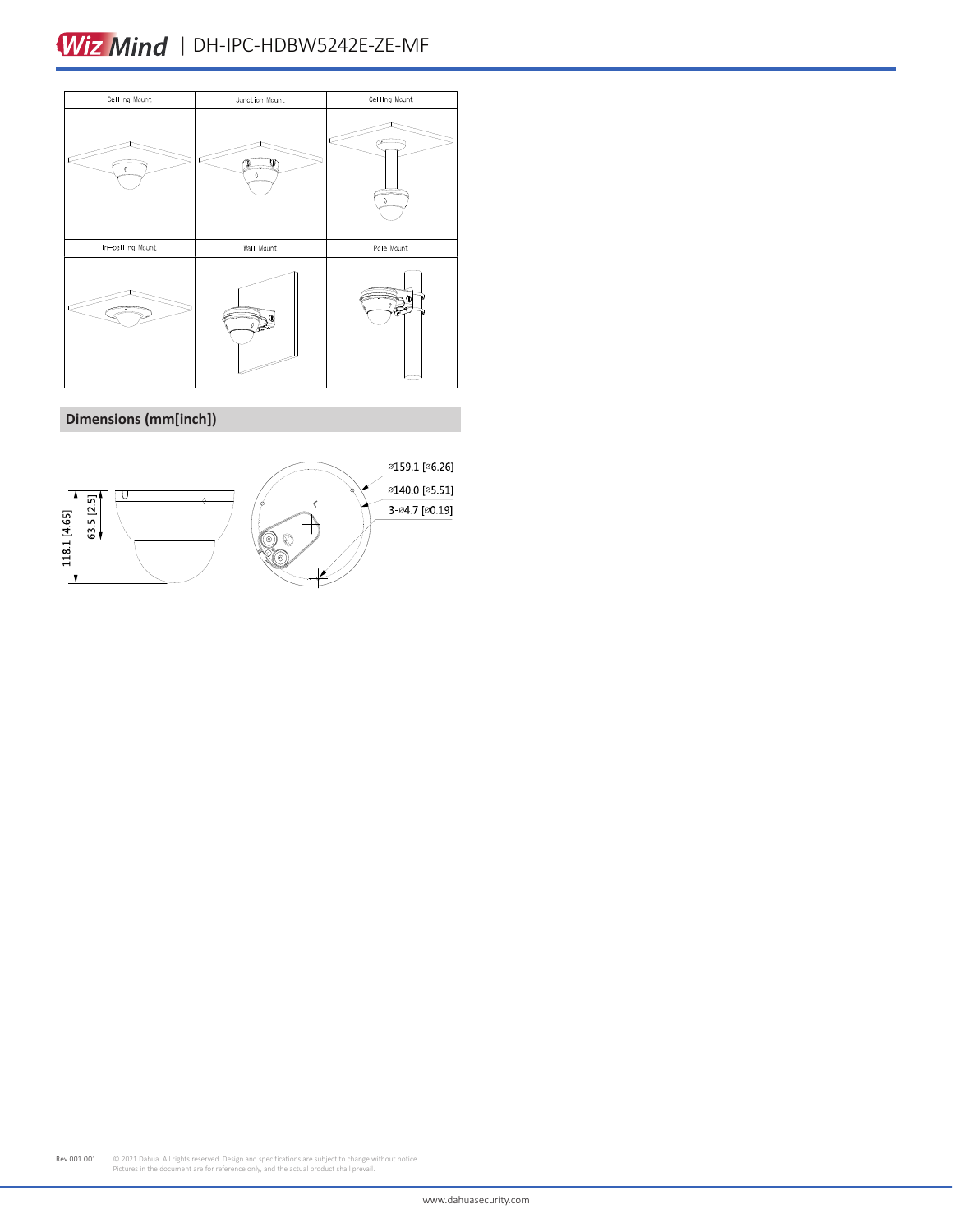| Ceiling Mount | Junction Mount | Ceiling Mount |
| --- | --- | --- |
| | | |
| In-ceiling Mount | Wall Mount | Pole Mount |
| | | |

## Dimensions (mm[inch])

118.1 [4.65]
63.5 [2.5]
⌀159.1 [⌀6.26]
⌀140.0 [⌀5.51]
3-⌀4.7 [⌀0.19]

Rev 001.001 © 2021 Dahua. All rights reserved. Design and specifications are subject to change without notice.
Pictures in the document are for reference only, and the actual product shall prevail.